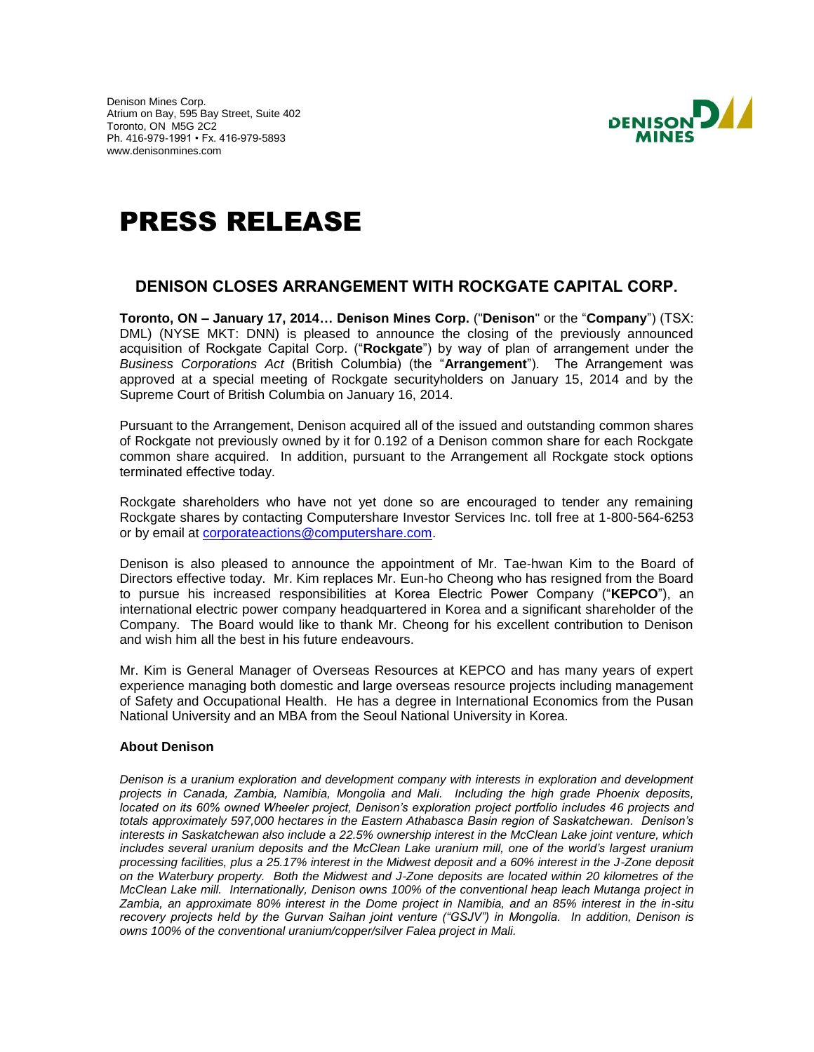Denison Mines Corp.
Atrium on Bay, 595 Bay Street, Suite 402
Toronto, ON M5G 2C2
Ph. 416-979-1991 • Fx. 416-979-5893
www.denisonmines.com

# PRESS RELEASE

## DENISON CLOSES ARRANGEMENT WITH ROCKGATE CAPITAL CORP.

**Toronto, ON – January 17, 2014… Denison Mines Corp.** ("**Denison**" or the "**Company**") (TSX: DML) (NYSE MKT: DNN) is pleased to announce the closing of the previously announced acquisition of Rockgate Capital Corp. ("**Rockgate**") by way of plan of arrangement under the *Business Corporations Act* (British Columbia) (the "**Arrangement**"). The Arrangement was approved at a special meeting of Rockgate securityholders on January 15, 2014 and by the Supreme Court of British Columbia on January 16, 2014.

Pursuant to the Arrangement, Denison acquired all of the issued and outstanding common shares of Rockgate not previously owned by it for 0.192 of a Denison common share for each Rockgate common share acquired. In addition, pursuant to the Arrangement all Rockgate stock options terminated effective today.

Rockgate shareholders who have not yet done so are encouraged to tender any remaining Rockgate shares by contacting Computershare Investor Services Inc. toll free at 1-800-564-6253 or by email at corporateactions@computershare.com.

Denison is also pleased to announce the appointment of Mr. Tae-hwan Kim to the Board of Directors effective today. Mr. Kim replaces Mr. Eun-ho Cheong who has resigned from the Board to pursue his increased responsibilities at Korea Electric Power Company ("**KEPCO**"), an international electric power company headquartered in Korea and a significant shareholder of the Company. The Board would like to thank Mr. Cheong for his excellent contribution to Denison and wish him all the best in his future endeavours.

Mr. Kim is General Manager of Overseas Resources at KEPCO and has many years of expert experience managing both domestic and large overseas resource projects including management of Safety and Occupational Health. He has a degree in International Economics from the Pusan National University and an MBA from the Seoul National University in Korea.

**About Denison**

*Denison is a uranium exploration and development company with interests in exploration and development projects in Canada, Zambia, Namibia, Mongolia and Mali. Including the high grade Phoenix deposits, located on its 60% owned Wheeler project, Denison's exploration project portfolio includes 46 projects and totals approximately 597,000 hectares in the Eastern Athabasca Basin region of Saskatchewan. Denison's interests in Saskatchewan also include a 22.5% ownership interest in the McClean Lake joint venture, which includes several uranium deposits and the McClean Lake uranium mill, one of the world's largest uranium processing facilities, plus a 25.17% interest in the Midwest deposit and a 60% interest in the J-Zone deposit on the Waterbury property. Both the Midwest and J-Zone deposits are located within 20 kilometres of the McClean Lake mill. Internationally, Denison owns 100% of the conventional heap leach Mutanga project in Zambia, an approximate 80% interest in the Dome project in Namibia, and an 85% interest in the in-situ recovery projects held by the Gurvan Saihan joint venture ("GSJV") in Mongolia. In addition, Denison is owns 100% of the conventional uranium/copper/silver Falea project in Mali.*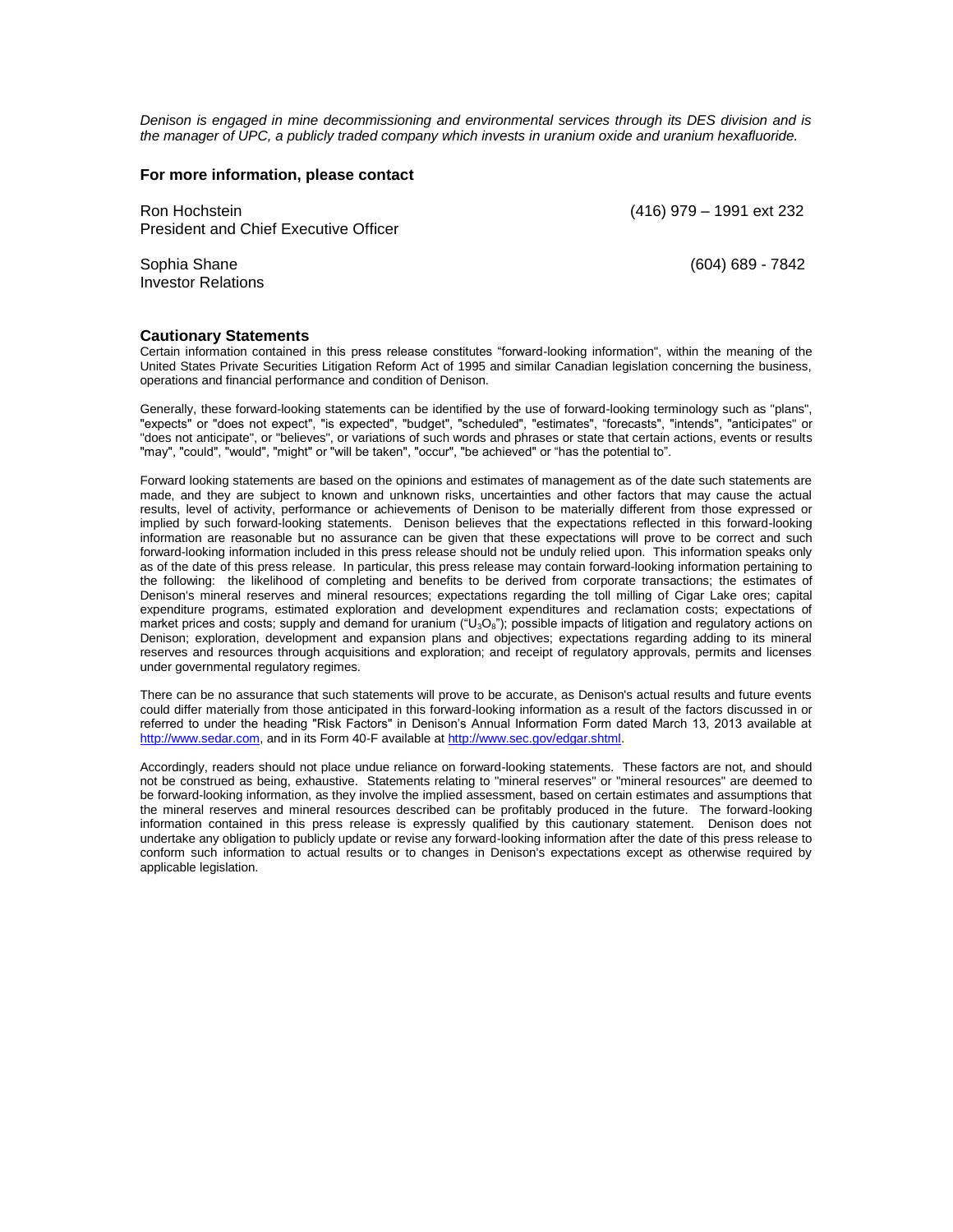*Denison is engaged in mine decommissioning and environmental services through its DES division and is the manager of UPC, a publicly traded company which invests in uranium oxide and uranium hexafluoride.*

**For more information, please contact**

Ron Hochstein (416) 979 – 1991 ext 232
President and Chief Executive Officer

Sophia Shane (604) 689 - 7842
Investor Relations

**Cautionary Statements**

Certain information contained in this press release constitutes "forward-looking information", within the meaning of the United States Private Securities Litigation Reform Act of 1995 and similar Canadian legislation concerning the business, operations and financial performance and condition of Denison.

Generally, these forward-looking statements can be identified by the use of forward-looking terminology such as "plans", "expects" or "does not expect", "is expected", "budget", "scheduled", "estimates", "forecasts", "intends", "anticipates" or "does not anticipate", or "believes", or variations of such words and phrases or state that certain actions, events or results "may", "could", "would", "might" or "will be taken", "occur", "be achieved" or "has the potential to".

Forward looking statements are based on the opinions and estimates of management as of the date such statements are made, and they are subject to known and unknown risks, uncertainties and other factors that may cause the actual results, level of activity, performance or achievements of Denison to be materially different from those expressed or implied by such forward-looking statements. Denison believes that the expectations reflected in this forward-looking information are reasonable but no assurance can be given that these expectations will prove to be correct and such forward-looking information included in this press release should not be unduly relied upon. This information speaks only as of the date of this press release. In particular, this press release may contain forward-looking information pertaining to the following: the likelihood of completing and benefits to be derived from corporate transactions; the estimates of Denison's mineral reserves and mineral resources; expectations regarding the toll milling of Cigar Lake ores; capital expenditure programs, estimated exploration and development expenditures and reclamation costs; expectations of market prices and costs; supply and demand for uranium ("$U_3O_8$"); possible impacts of litigation and regulatory actions on Denison; exploration, development and expansion plans and objectives; expectations regarding adding to its mineral reserves and resources through acquisitions and exploration; and receipt of regulatory approvals, permits and licenses under governmental regulatory regimes.

There can be no assurance that such statements will prove to be accurate, as Denison's actual results and future events could differ materially from those anticipated in this forward-looking information as a result of the factors discussed in or referred to under the heading "Risk Factors" in Denison's Annual Information Form dated March 13, 2013 available at http://www.sedar.com, and in its Form 40-F available at http://www.sec.gov/edgar.shtml.

Accordingly, readers should not place undue reliance on forward-looking statements. These factors are not, and should not be construed as being, exhaustive. Statements relating to "mineral reserves" or "mineral resources" are deemed to be forward-looking information, as they involve the implied assessment, based on certain estimates and assumptions that the mineral reserves and mineral resources described can be profitably produced in the future. The forward-looking information contained in this press release is expressly qualified by this cautionary statement. Denison does not undertake any obligation to publicly update or revise any forward-looking information after the date of this press release to conform such information to actual results or to changes in Denison's expectations except as otherwise required by applicable legislation.